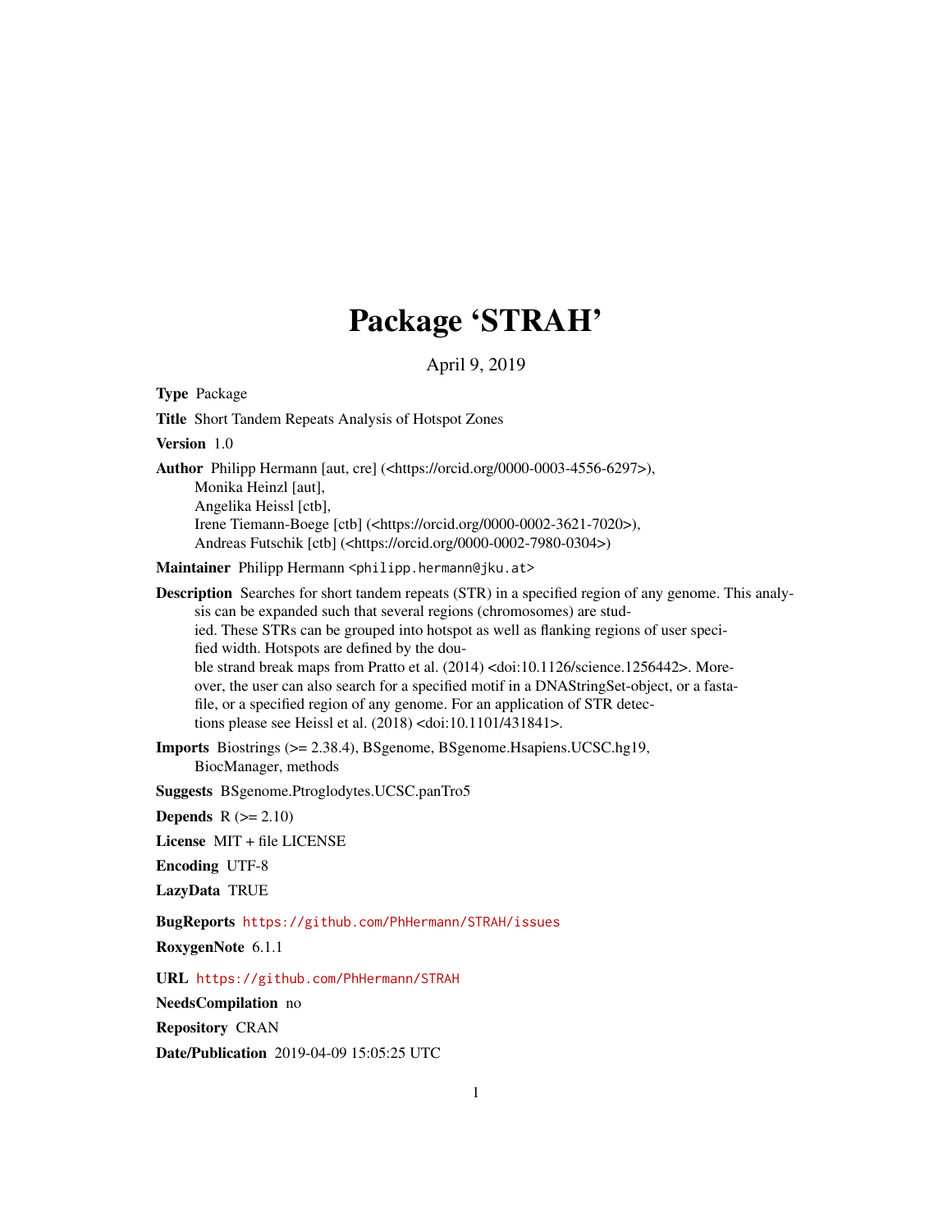# Package 'STRAH'

April 9, 2019

**Type** Package

**Title** Short Tandem Repeats Analysis of Hotspot Zones

**Version** 1.0

**Author** Philipp Hermann [aut, cre] (<https://orcid.org/0000-0003-4556-6297>),
Monika Heinzl [aut],
Angelika Heissl [ctb],
Irene Tiemann-Boege [ctb] (<https://orcid.org/0000-0002-3621-7020>),
Andreas Futschik [ctb] (<https://orcid.org/0000-0002-7980-0304>)

**Maintainer** Philipp Hermann <philipp.hermann@jku.at>

**Description** Searches for short tandem repeats (STR) in a specified region of any genome. This analysis can be expanded such that several regions (chromosomes) are studied. These STRs can be grouped into hotspot as well as flanking regions of user specified width. Hotspots are defined by the double strand break maps from Pratto et al. (2014) <doi:10.1126/science.1256442>. Moreover, the user can also search for a specified motif in a DNAStringSet-object, or a fasta-file, or a specified region of any genome. For an application of STR detections please see Heissl et al. (2018) <doi:10.1101/431841>.

**Imports** Biostrings (>= 2.38.4), BSgenome, BSgenome.Hsapiens.UCSC.hg19, BiocManager, methods

**Suggests** BSgenome.Ptroglodytes.UCSC.panTro5

**Depends** R (>= 2.10)

**License** MIT + file LICENSE

**Encoding** UTF-8

**LazyData** TRUE

**BugReports** https://github.com/PhHermann/STRAH/issues

**RoxygenNote** 6.1.1

**URL** https://github.com/PhHermann/STRAH

**NeedsCompilation** no

**Repository** CRAN

**Date/Publication** 2019-04-09 15:05:25 UTC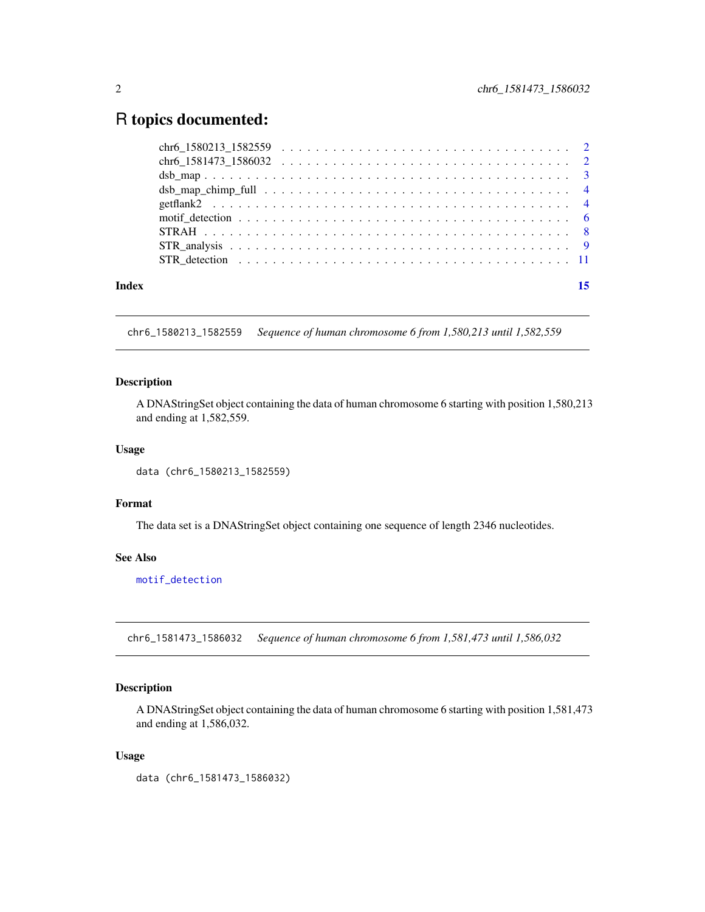# R topics documented:

- chr6_1580213_1582559 . . . 2
- chr6_1581473_1586032 . . . 2
- dsb_map . . . 3
- dsb_map_chimp_full . . . 4
- getflank2 . . . 4
- motif_detection . . . 6
- STRAH . . . 8
- STR_analysis . . . 9
- STR_detection . . . 11

**Index** 15

---

## chr6_1580213_1582559 *Sequence of human chromosome 6 from 1,580,213 until 1,582,559*

### Description

A DNAStringSet object containing the data of human chromosome 6 starting with position 1,580,213 and ending at 1,582,559.

### Usage

```
data (chr6_1580213_1582559)
```

### Format

The data set is a DNAStringSet object containing one sequence of length 2346 nucleotides.

### See Also

`motif_detection`

---

## chr6_1581473_1586032 *Sequence of human chromosome 6 from 1,581,473 until 1,586,032*

### Description

A DNAStringSet object containing the data of human chromosome 6 starting with position 1,581,473 and ending at 1,586,032.

### Usage

```
data (chr6_1581473_1586032)
```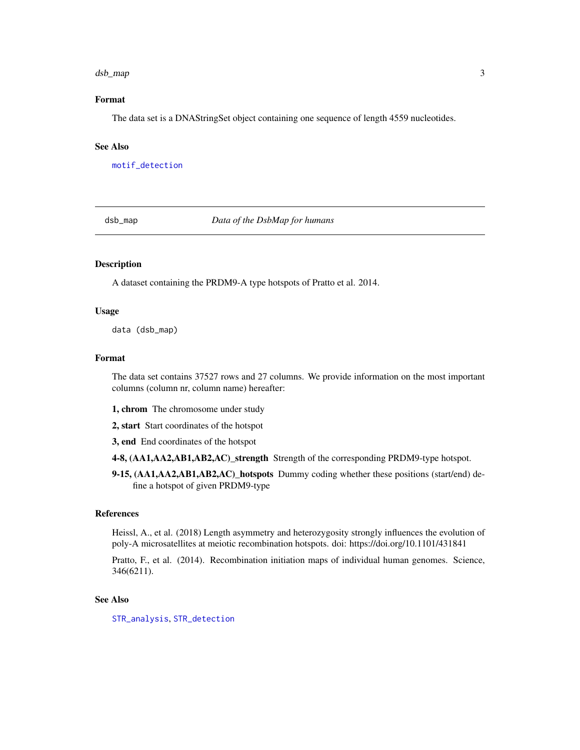### Format

The data set is a DNAStringSet object containing one sequence of length 4559 nucleotides.

### See Also

motif_detection

---

## dsb_map *Data of the DsbMap for humans*

---

### Description

A dataset containing the PRDM9-A type hotspots of Pratto et al. 2014.

### Usage

```
data (dsb_map)
```

### Format

The data set contains 37527 rows and 27 columns. We provide information on the most important columns (column nr, column name) hereafter:

**1, chrom** The chromosome under study

**2, start** Start coordinates of the hotspot

**3, end** End coordinates of the hotspot

**4-8, (AA1,AA2,AB1,AB2,AC)_strength** Strength of the corresponding PRDM9-type hotspot.

**9-15, (AA1,AA2,AB1,AB2,AC)_hotspots** Dummy coding whether these positions (start/end) define a hotspot of given PRDM9-type

### References

Heissl, A., et al. (2018) Length asymmetry and heterozygosity strongly influences the evolution of poly-A microsatellites at meiotic recombination hotspots. doi: https://doi.org/10.1101/431841

Pratto, F., et al. (2014). Recombination initiation maps of individual human genomes. Science, 346(6211).

### See Also

STR_analysis, STR_detection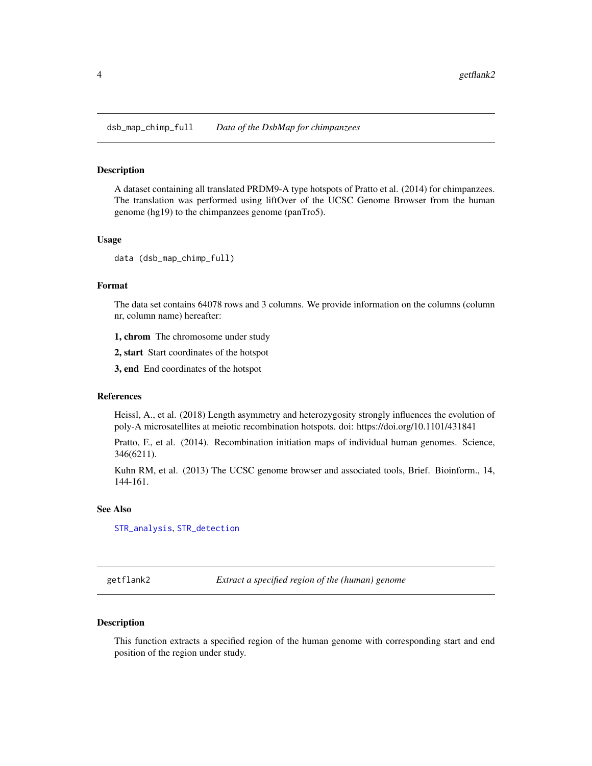## dsb_map_chimp_full — *Data of the DsbMap for chimpanzees*

### Description

A dataset containing all translated PRDM9-A type hotspots of Pratto et al. (2014) for chimpanzees. The translation was performed using liftOver of the UCSC Genome Browser from the human genome (hg19) to the chimpanzees genome (panTro5).

### Usage

```
data (dsb_map_chimp_full)
```

### Format

The data set contains 64078 rows and 3 columns. We provide information on the columns (column nr, column name) hereafter:

**1, chrom** The chromosome under study

**2, start** Start coordinates of the hotspot

**3, end** End coordinates of the hotspot

### References

Heissl, A., et al. (2018) Length asymmetry and heterozygosity strongly influences the evolution of poly-A microsatellites at meiotic recombination hotspots. doi: https://doi.org/10.1101/431841

Pratto, F., et al. (2014). Recombination initiation maps of individual human genomes. Science, 346(6211).

Kuhn RM, et al. (2013) The UCSC genome browser and associated tools, Brief. Bioinform., 14, 144-161.

### See Also

STR_analysis, STR_detection

## getflank2 — *Extract a specified region of the (human) genome*

### Description

This function extracts a specified region of the human genome with corresponding start and end position of the region under study.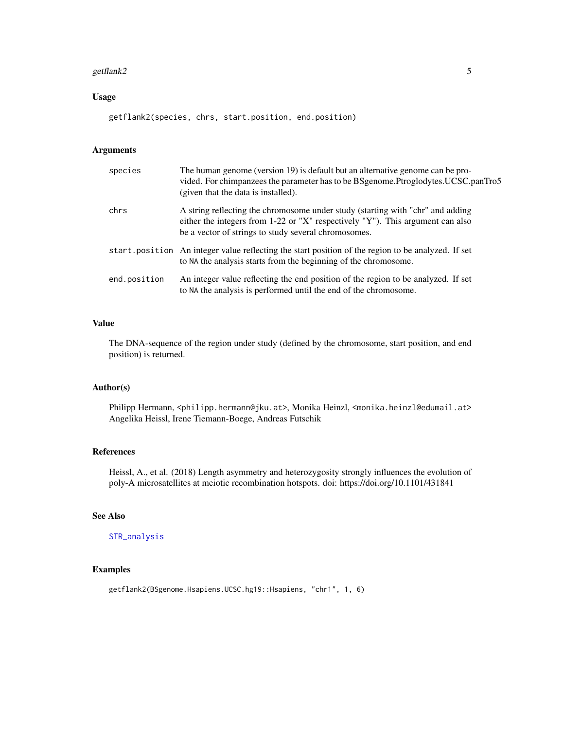## Usage

```
getflank2(species, chrs, start.position, end.position)
```

## Arguments

| | |
|---|---|
| species | The human genome (version 19) is default but an alternative genome can be provided. For chimpanzees the parameter has to be BSgenome.Ptroglodytes.UCSC.panTro5 (given that the data is installed). |
| chrs | A string reflecting the chromosome under study (starting with "chr" and adding either the integers from 1-22 or "X" respectively "Y"). This argument can also be a vector of strings to study several chromosomes. |
| start.position | An integer value reflecting the start position of the region to be analyzed. If set to NA the analysis starts from the beginning of the chromosome. |
| end.position | An integer value reflecting the end position of the region to be analyzed. If set to NA the analysis is performed until the end of the chromosome. |

## Value

The DNA-sequence of the region under study (defined by the chromosome, start position, and end position) is returned.

## Author(s)

Philipp Hermann, <philipp.hermann@jku.at>, Monika Heinzl, <monika.heinzl@edumail.at> Angelika Heissl, Irene Tiemann-Boege, Andreas Futschik

## References

Heissl, A., et al. (2018) Length asymmetry and heterozygosity strongly influences the evolution of poly-A microsatellites at meiotic recombination hotspots. doi: https://doi.org/10.1101/431841

## See Also

STR_analysis

## Examples

```
getflank2(BSgenome.Hsapiens.UCSC.hg19::Hsapiens, "chr1", 1, 6)
```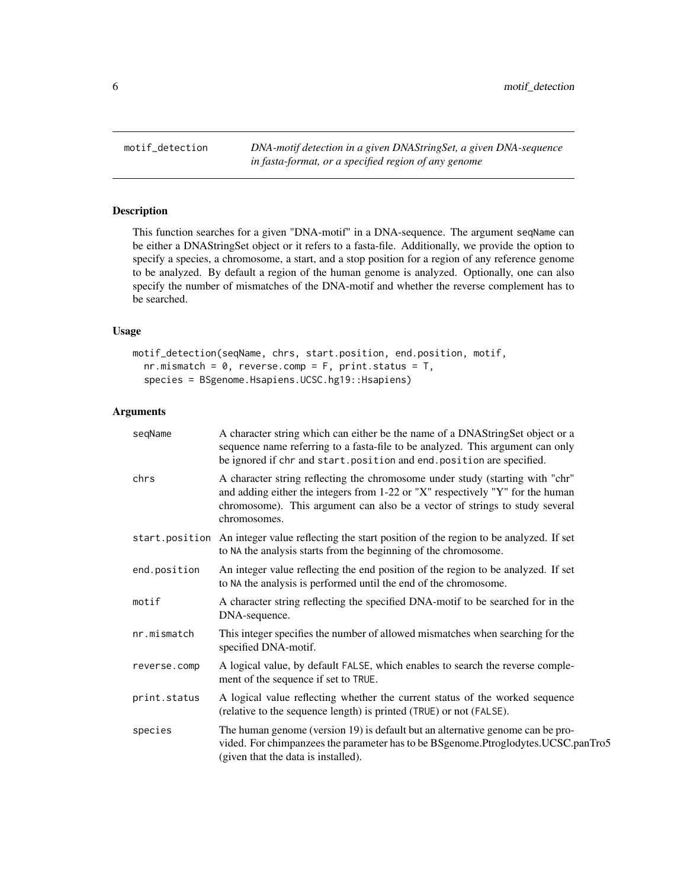# motif_detection

*DNA-motif detection in a given DNAStringSet, a given DNA-sequence in fasta-format, or a specified region of any genome*

## Description

This function searches for a given "DNA-motif" in a DNA-sequence. The argument seqName can be either a DNAStringSet object or it refers to a fasta-file. Additionally, we provide the option to specify a species, a chromosome, a start, and a stop position for a region of any reference genome to be analyzed. By default a region of the human genome is analyzed. Optionally, one can also specify the number of mismatches of the DNA-motif and whether the reverse complement has to be searched.

## Usage

```
motif_detection(seqName, chrs, start.position, end.position, motif,
  nr.mismatch = 0, reverse.comp = F, print.status = T,
  species = BSgenome.Hsapiens.UCSC.hg19::Hsapiens)
```

## Arguments

| | |
|---|---|
| seqName | A character string which can either be the name of a DNAStringSet object or a sequence name referring to a fasta-file to be analyzed. This argument can only be ignored if chr and start.position and end.position are specified. |
| chrs | A character string reflecting the chromosome under study (starting with "chr" and adding either the integers from 1-22 or "X" respectively "Y" for the human chromosome). This argument can also be a vector of strings to study several chromosomes. |
| start.position | An integer value reflecting the start position of the region to be analyzed. If set to NA the analysis starts from the beginning of the chromosome. |
| end.position | An integer value reflecting the end position of the region to be analyzed. If set to NA the analysis is performed until the end of the chromosome. |
| motif | A character string reflecting the specified DNA-motif to be searched for in the DNA-sequence. |
| nr.mismatch | This integer specifies the number of allowed mismatches when searching for the specified DNA-motif. |
| reverse.comp | A logical value, by default FALSE, which enables to search the reverse complement of the sequence if set to TRUE. |
| print.status | A logical value reflecting whether the current status of the worked sequence (relative to the sequence length) is printed (TRUE) or not (FALSE). |
| species | The human genome (version 19) is default but an alternative genome can be provided. For chimpanzees the parameter has to be BSgenome.Ptroglodytes.UCSC.panTro5 (given that the data is installed). |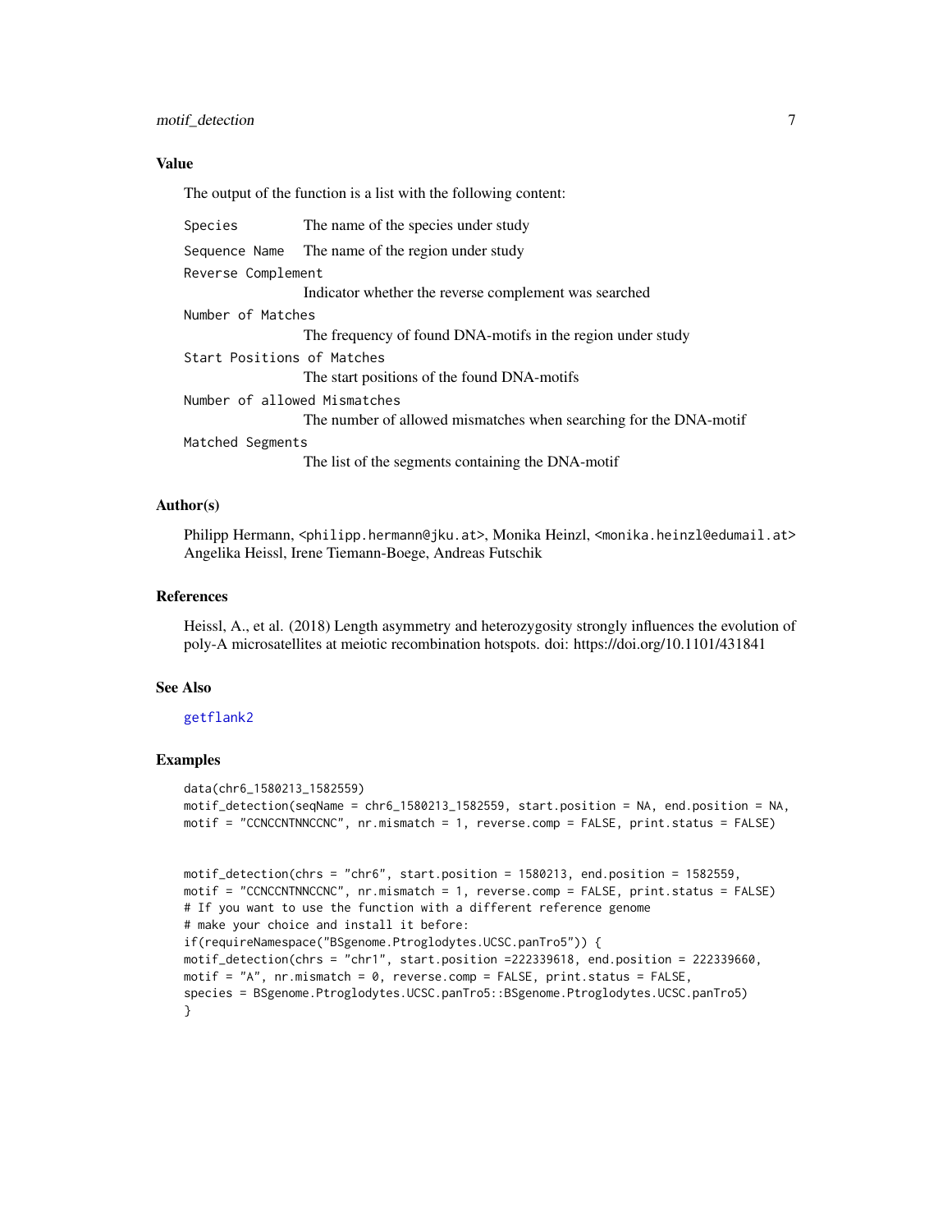### Value

The output of the function is a list with the following content:

- `Species` The name of the species under study
- `Sequence Name` The name of the region under study
- `Reverse Complement` Indicator whether the reverse complement was searched
- `Number of Matches` The frequency of found DNA-motifs in the region under study
- `Start Positions of Matches` The start positions of the found DNA-motifs
- `Number of allowed Mismatches` The number of allowed mismatches when searching for the DNA-motif
- `Matched Segments` The list of the segments containing the DNA-motif

### Author(s)

Philipp Hermann, <philipp.hermann@jku.at>, Monika Heinzl, <monika.heinzl@edumail.at> Angelika Heissl, Irene Tiemann-Boege, Andreas Futschik

### References

Heissl, A., et al. (2018) Length asymmetry and heterozygosity strongly influences the evolution of poly-A microsatellites at meiotic recombination hotspots. doi: https://doi.org/10.1101/431841

### See Also

getflank2

### Examples

```
data(chr6_1580213_1582559)
motif_detection(seqName = chr6_1580213_1582559, start.position = NA, end.position = NA,
motif = "CCNCCNTNNCCNC", nr.mismatch = 1, reverse.comp = FALSE, print.status = FALSE)


motif_detection(chrs = "chr6", start.position = 1580213, end.position = 1582559,
motif = "CCNCCNTNNCCNC", nr.mismatch = 1, reverse.comp = FALSE, print.status = FALSE)
# If you want to use the function with a different reference genome
# make your choice and install it before:
if(requireNamespace("BSgenome.Ptroglodytes.UCSC.panTro5")) {
motif_detection(chrs = "chr1", start.position =222339618, end.position = 222339660,
motif = "A", nr.mismatch = 0, reverse.comp = FALSE, print.status = FALSE,
species = BSgenome.Ptroglodytes.UCSC.panTro5::BSgenome.Ptroglodytes.UCSC.panTro5)
}
```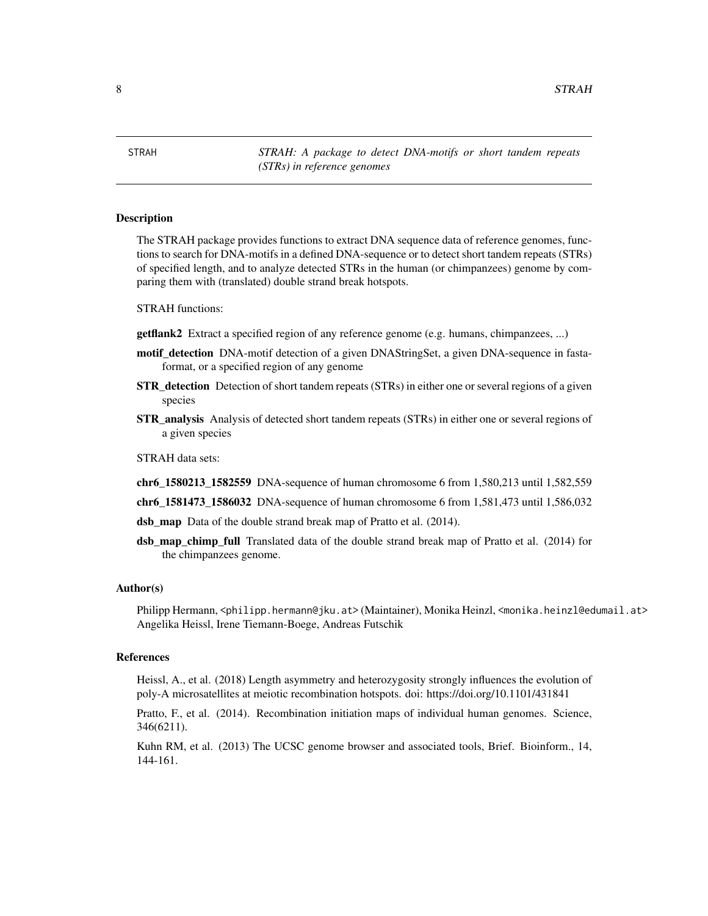STRAH — *STRAH: A package to detect DNA-motifs or short tandem repeats (STRs) in reference genomes*

## Description

The STRAH package provides functions to extract DNA sequence data of reference genomes, functions to search for DNA-motifs in a defined DNA-sequence or to detect short tandem repeats (STRs) of specified length, and to analyze detected STRs in the human (or chimpanzees) genome by comparing them with (translated) double strand break hotspots.

STRAH functions:

**getflank2** Extract a specified region of any reference genome (e.g. humans, chimpanzees, ...)

**motif_detection** DNA-motif detection of a given DNAStringSet, a given DNA-sequence in fasta-format, or a specified region of any genome

**STR_detection** Detection of short tandem repeats (STRs) in either one or several regions of a given species

**STR_analysis** Analysis of detected short tandem repeats (STRs) in either one or several regions of a given species

STRAH data sets:

**chr6_1580213_1582559** DNA-sequence of human chromosome 6 from 1,580,213 until 1,582,559

**chr6_1581473_1586032** DNA-sequence of human chromosome 6 from 1,581,473 until 1,586,032

**dsb_map** Data of the double strand break map of Pratto et al. (2014).

**dsb_map_chimp_full** Translated data of the double strand break map of Pratto et al. (2014) for the chimpanzees genome.

## Author(s)

Philipp Hermann, <philipp.hermann@jku.at> (Maintainer), Monika Heinzl, <monika.heinzl@edumail.at> Angelika Heissl, Irene Tiemann-Boege, Andreas Futschik

## References

Heissl, A., et al. (2018) Length asymmetry and heterozygosity strongly influences the evolution of poly-A microsatellites at meiotic recombination hotspots. doi: https://doi.org/10.1101/431841

Pratto, F., et al. (2014). Recombination initiation maps of individual human genomes. Science, 346(6211).

Kuhn RM, et al. (2013) The UCSC genome browser and associated tools, Brief. Bioinform., 14, 144-161.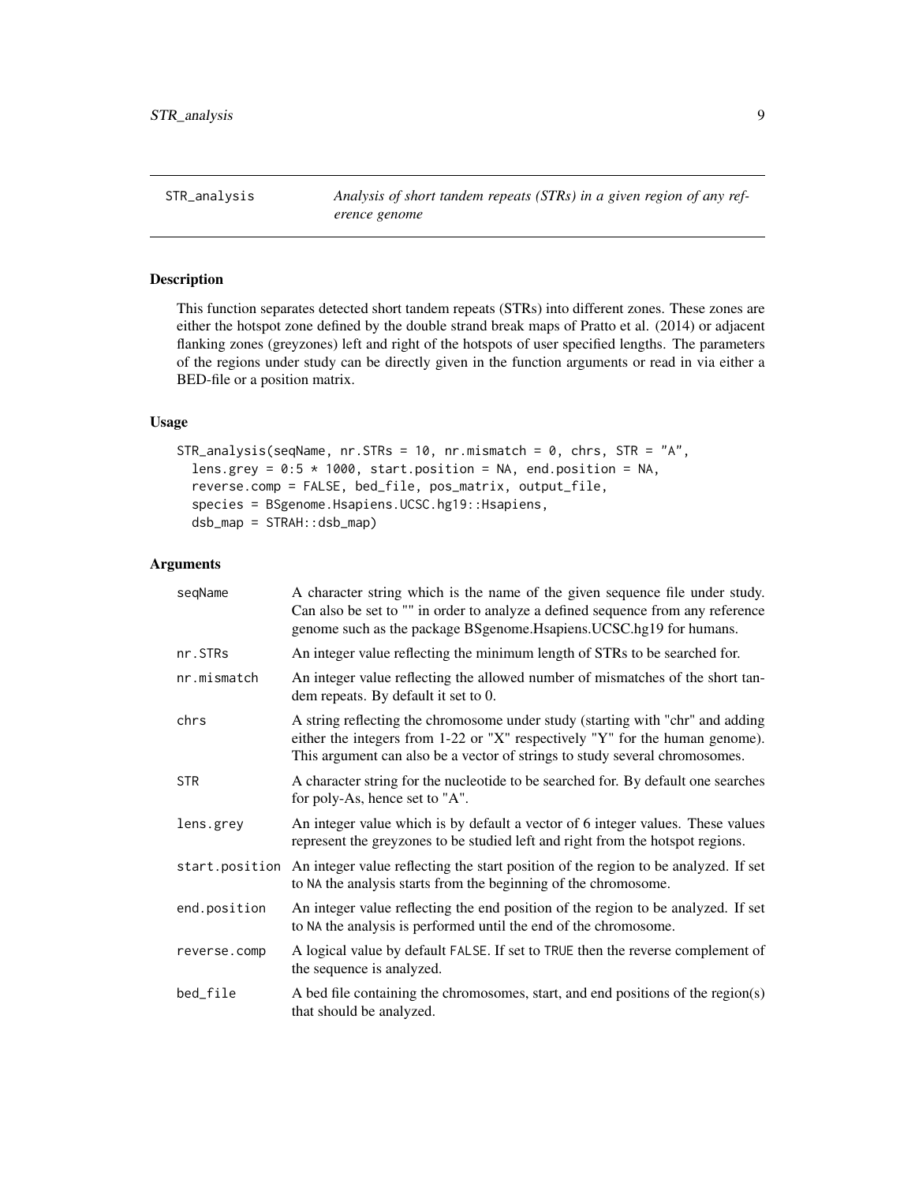## STR_analysis

*Analysis of short tandem repeats (STRs) in a given region of any reference genome*

### Description

This function separates detected short tandem repeats (STRs) into different zones. These zones are either the hotspot zone defined by the double strand break maps of Pratto et al. (2014) or adjacent flanking zones (greyzones) left and right of the hotspots of user specified lengths. The parameters of the regions under study can be directly given in the function arguments or read in via either a BED-file or a position matrix.

### Usage

```
STR_analysis(seqName, nr.STRs = 10, nr.mismatch = 0, chrs, STR = "A",
  lens.grey = 0:5 * 1000, start.position = NA, end.position = NA,
  reverse.comp = FALSE, bed_file, pos_matrix, output_file,
  species = BSgenome.Hsapiens.UCSC.hg19::Hsapiens,
  dsb_map = STRAH::dsb_map)
```

### Arguments

| | |
|---|---|
| seqName | A character string which is the name of the given sequence file under study. Can also be set to "" in order to analyze a defined sequence from any reference genome such as the package BSgenome.Hsapiens.UCSC.hg19 for humans. |
| nr.STRs | An integer value reflecting the minimum length of STRs to be searched for. |
| nr.mismatch | An integer value reflecting the allowed number of mismatches of the short tandem repeats. By default it set to 0. |
| chrs | A string reflecting the chromosome under study (starting with "chr" and adding either the integers from 1-22 or "X" respectively "Y" for the human genome). This argument can also be a vector of strings to study several chromosomes. |
| STR | A character string for the nucleotide to be searched for. By default one searches for poly-As, hence set to "A". |
| lens.grey | An integer value which is by default a vector of 6 integer values. These values represent the greyzones to be studied left and right from the hotspot regions. |
| start.position | An integer value reflecting the start position of the region to be analyzed. If set to NA the analysis starts from the beginning of the chromosome. |
| end.position | An integer value reflecting the end position of the region to be analyzed. If set to NA the analysis is performed until the end of the chromosome. |
| reverse.comp | A logical value by default FALSE. If set to TRUE then the reverse complement of the sequence is analyzed. |
| bed_file | A bed file containing the chromosomes, start, and end positions of the region(s) that should be analyzed. |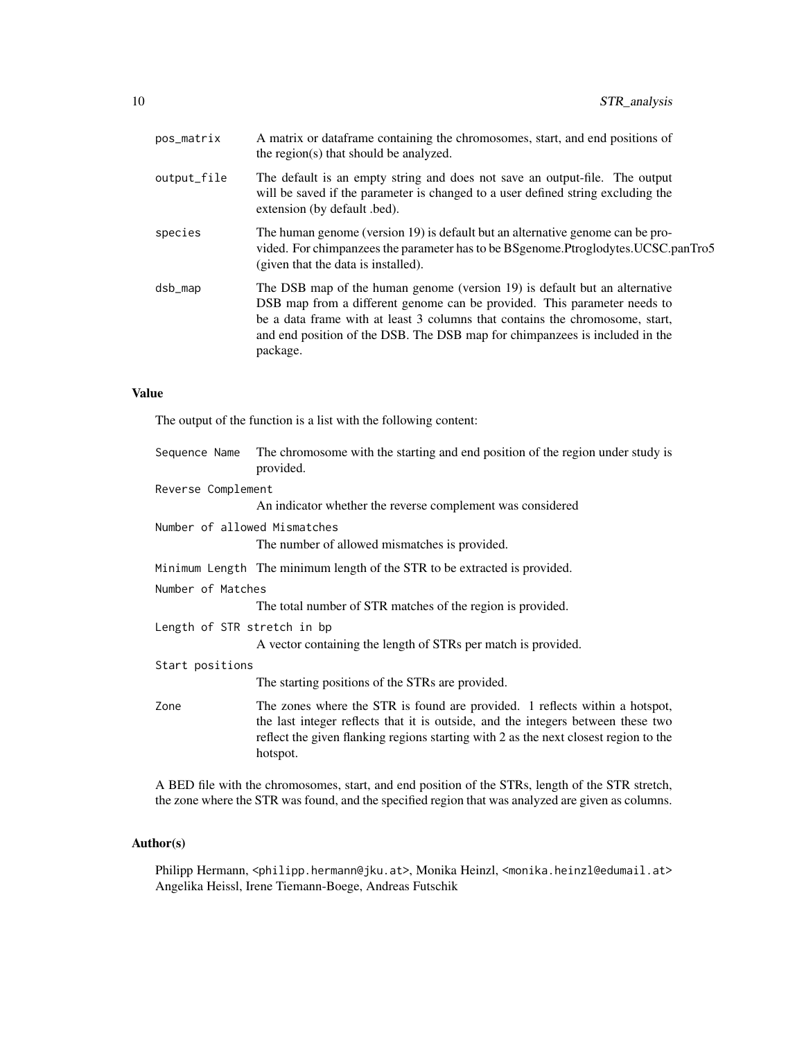pos_matrix
: A matrix or dataframe containing the chromosomes, start, and end positions of the region(s) that should be analyzed.

output_file
: The default is an empty string and does not save an output-file. The output will be saved if the parameter is changed to a user defined string excluding the extension (by default .bed).

species
: The human genome (version 19) is default but an alternative genome can be provided. For chimpanzees the parameter has to be BSgenome.Ptroglodytes.UCSC.panTro5 (given that the data is installed).

dsb_map
: The DSB map of the human genome (version 19) is default but an alternative DSB map from a different genome can be provided. This parameter needs to be a data frame with at least 3 columns that contains the chromosome, start, and end position of the DSB. The DSB map for chimpanzees is included in the package.

## Value

The output of the function is a list with the following content:

Sequence Name
: The chromosome with the starting and end position of the region under study is provided.

Reverse Complement
: An indicator whether the reverse complement was considered

Number of allowed Mismatches
: The number of allowed mismatches is provided.

Minimum Length
: The minimum length of the STR to be extracted is provided.

Number of Matches
: The total number of STR matches of the region is provided.

Length of STR stretch in bp
: A vector containing the length of STRs per match is provided.

Start positions
: The starting positions of the STRs are provided.

Zone
: The zones where the STR is found are provided. 1 reflects within a hotspot, the last integer reflects that it is outside, and the integers between these two reflect the given flanking regions starting with 2 as the next closest region to the hotspot.

A BED file with the chromosomes, start, and end position of the STRs, length of the STR stretch, the zone where the STR was found, and the specified region that was analyzed are given as columns.

## Author(s)

Philipp Hermann, <philipp.hermann@jku.at>, Monika Heinzl, <monika.heinzl@edumail.at> Angelika Heissl, Irene Tiemann-Boege, Andreas Futschik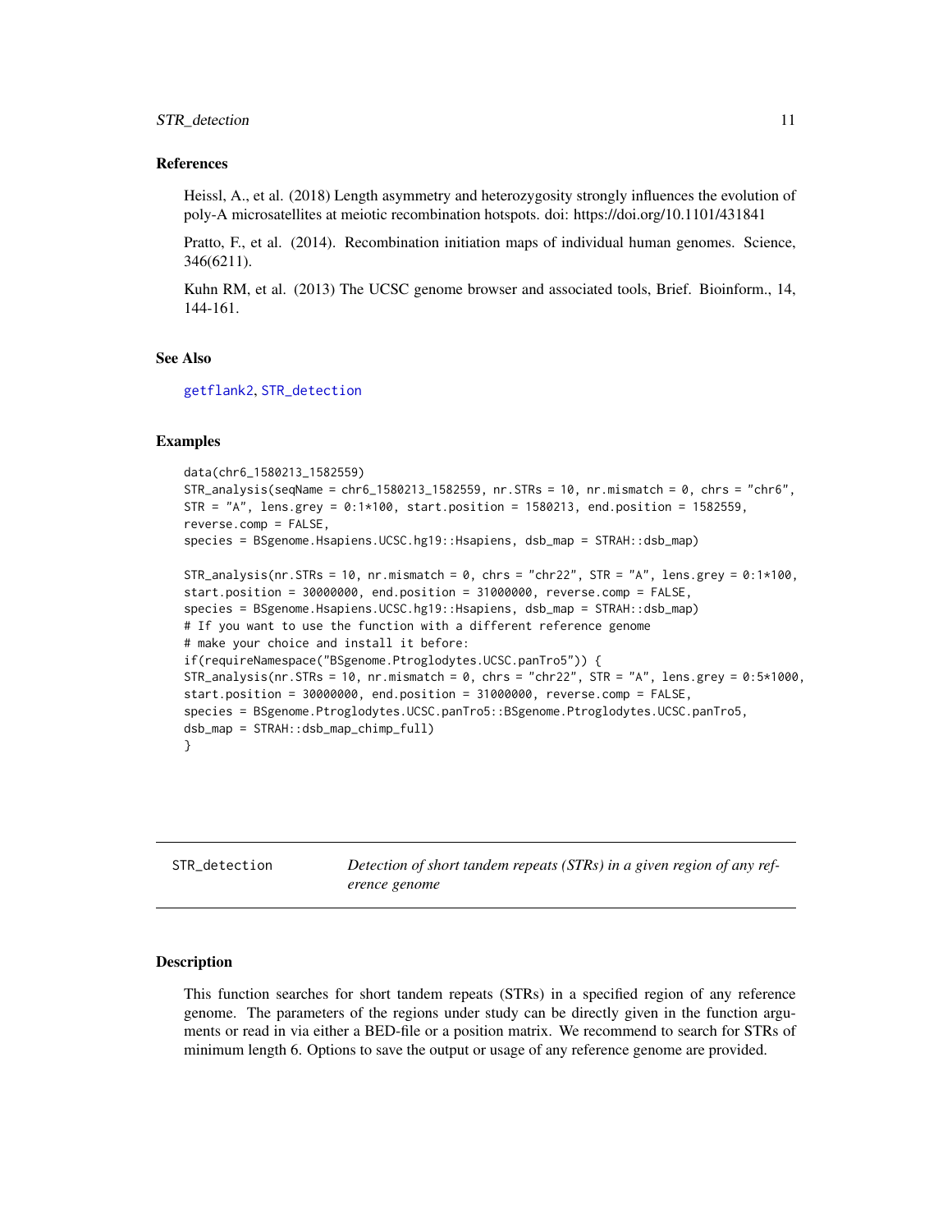### References

Heissl, A., et al. (2018) Length asymmetry and heterozygosity strongly influences the evolution of poly-A microsatellites at meiotic recombination hotspots. doi: https://doi.org/10.1101/431841

Pratto, F., et al. (2014). Recombination initiation maps of individual human genomes. Science, 346(6211).

Kuhn RM, et al. (2013) The UCSC genome browser and associated tools, Brief. Bioinform., 14, 144-161.

### See Also

getflank2, STR_detection

### Examples

```
data(chr6_1580213_1582559)
STR_analysis(seqName = chr6_1580213_1582559, nr.STRs = 10, nr.mismatch = 0, chrs = "chr6",
STR = "A", lens.grey = 0:1*100, start.position = 1580213, end.position = 1582559,
reverse.comp = FALSE,
species = BSgenome.Hsapiens.UCSC.hg19::Hsapiens, dsb_map = STRAH::dsb_map)

STR_analysis(nr.STRs = 10, nr.mismatch = 0, chrs = "chr22", STR = "A", lens.grey = 0:1*100,
start.position = 30000000, end.position = 31000000, reverse.comp = FALSE,
species = BSgenome.Hsapiens.UCSC.hg19::Hsapiens, dsb_map = STRAH::dsb_map)
# If you want to use the function with a different reference genome
# make your choice and install it before:
if(requireNamespace("BSgenome.Ptroglodytes.UCSC.panTro5")) {
STR_analysis(nr.STRs = 10, nr.mismatch = 0, chrs = "chr22", STR = "A", lens.grey = 0:5*1000,
start.position = 30000000, end.position = 31000000, reverse.comp = FALSE,
species = BSgenome.Ptroglodytes.UCSC.panTro5::BSgenome.Ptroglodytes.UCSC.panTro5,
dsb_map = STRAH::dsb_map_chimp_full)
}
```

---

## STR_detection — *Detection of short tandem repeats (STRs) in a given region of any reference genome*

---

### Description

This function searches for short tandem repeats (STRs) in a specified region of any reference genome. The parameters of the regions under study can be directly given in the function arguments or read in via either a BED-file or a position matrix. We recommend to search for STRs of minimum length 6. Options to save the output or usage of any reference genome are provided.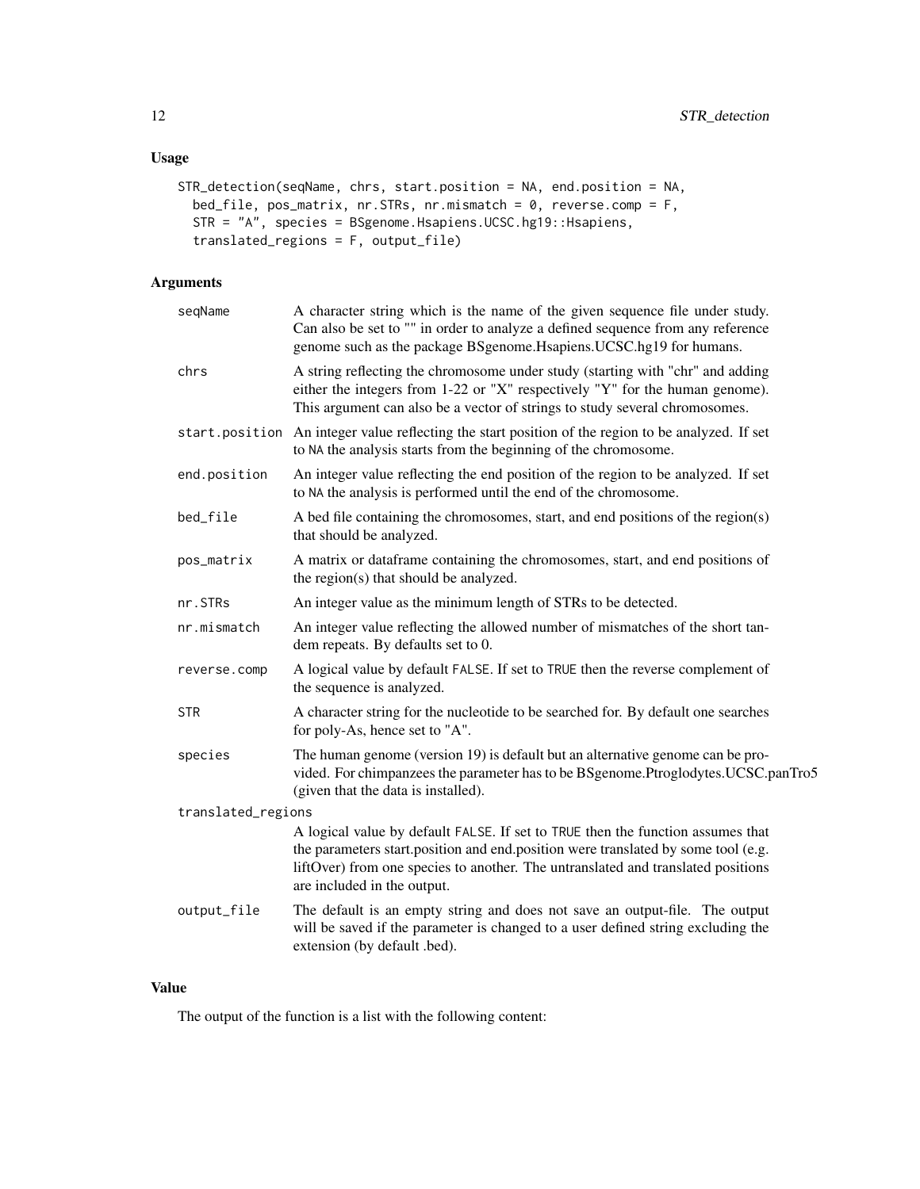## Usage

```
STR_detection(seqName, chrs, start.position = NA, end.position = NA,
  bed_file, pos_matrix, nr.STRs, nr.mismatch = 0, reverse.comp = F,
  STR = "A", species = BSgenome.Hsapiens.UCSC.hg19::Hsapiens,
  translated_regions = F, output_file)
```

## Arguments

| | |
|---|---|
| `seqName` | A character string which is the name of the given sequence file under study. Can also be set to "" in order to analyze a defined sequence from any reference genome such as the package BSgenome.Hsapiens.UCSC.hg19 for humans. |
| `chrs` | A string reflecting the chromosome under study (starting with "chr" and adding either the integers from 1-22 or "X" respectively "Y" for the human genome). This argument can also be a vector of strings to study several chromosomes. |
| `start.position` | An integer value reflecting the start position of the region to be analyzed. If set to `NA` the analysis starts from the beginning of the chromosome. |
| `end.position` | An integer value reflecting the end position of the region to be analyzed. If set to `NA` the analysis is performed until the end of the chromosome. |
| `bed_file` | A bed file containing the chromosomes, start, and end positions of the region(s) that should be analyzed. |
| `pos_matrix` | A matrix or dataframe containing the chromosomes, start, and end positions of the region(s) that should be analyzed. |
| `nr.STRs` | An integer value as the minimum length of STRs to be detected. |
| `nr.mismatch` | An integer value reflecting the allowed number of mismatches of the short tandem repeats. By defaults set to 0. |
| `reverse.comp` | A logical value by default `FALSE`. If set to `TRUE` then the reverse complement of the sequence is analyzed. |
| `STR` | A character string for the nucleotide to be searched for. By default one searches for poly-As, hence set to "A". |
| `species` | The human genome (version 19) is default but an alternative genome can be provided. For chimpanzees the parameter has to be BSgenome.Ptroglodytes.UCSC.panTro5 (given that the data is installed). |
| `translated_regions` | A logical value by default `FALSE`. If set to `TRUE` then the function assumes that the parameters start.position and end.position were translated by some tool (e.g. liftOver) from one species to another. The untranslated and translated positions are included in the output. |
| `output_file` | The default is an empty string and does not save an output-file. The output will be saved if the parameter is changed to a user defined string excluding the extension (by default .bed). |

## Value

The output of the function is a list with the following content: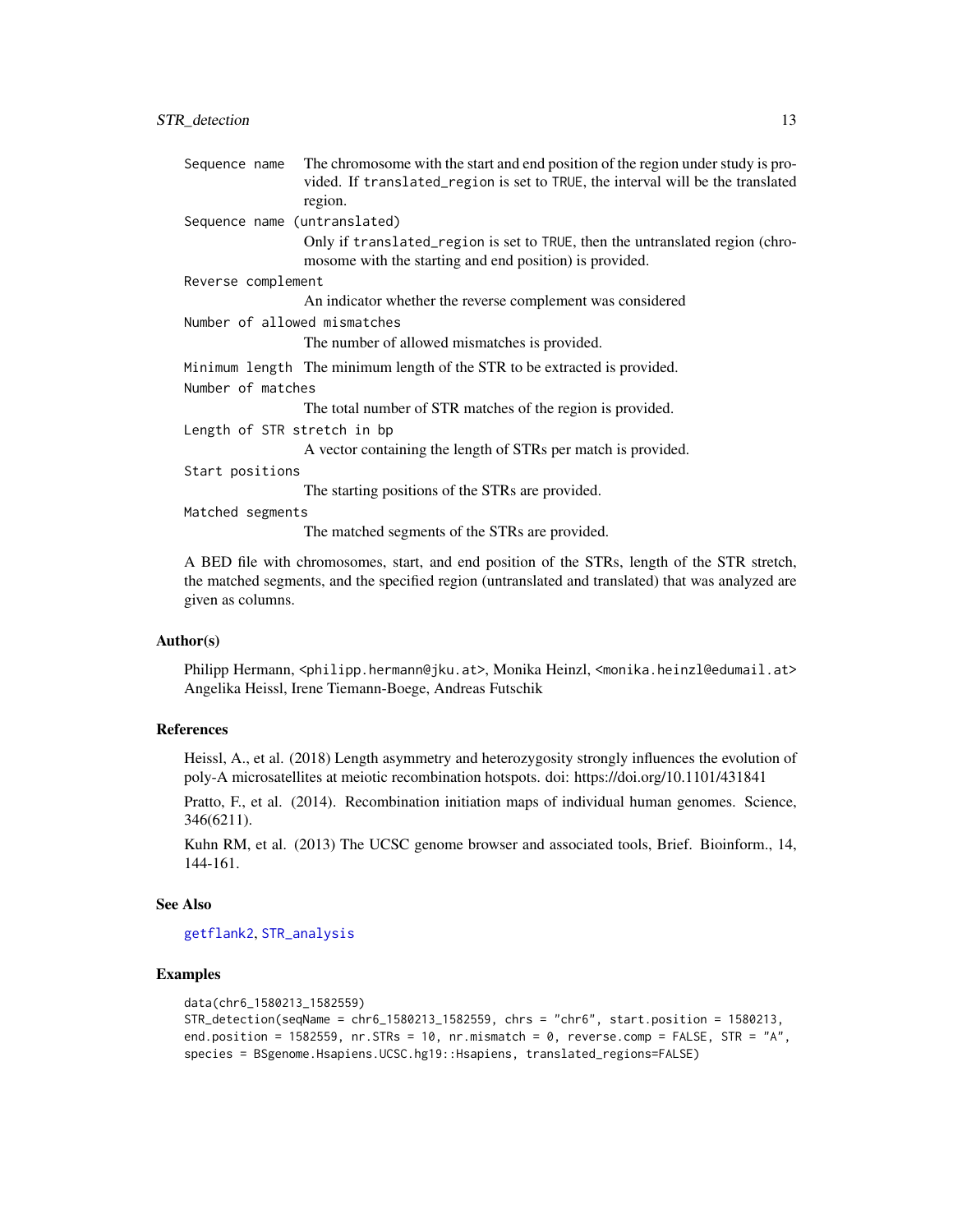`Sequence name` The chromosome with the start and end position of the region under study is provided. If `translated_region` is set to `TRUE`, the interval will be the translated region.

`Sequence name (untranslated)`
Only if `translated_region` is set to `TRUE`, then the untranslated region (chromosome with the starting and end position) is provided.

`Reverse complement`
An indicator whether the reverse complement was considered

`Number of allowed mismatches`
The number of allowed mismatches is provided.

`Minimum length` The minimum length of the STR to be extracted is provided.

`Number of matches`
The total number of STR matches of the region is provided.

`Length of STR stretch in bp`
A vector containing the length of STRs per match is provided.

`Start positions`
The starting positions of the STRs are provided.

`Matched segments`
The matched segments of the STRs are provided.

A BED file with chromosomes, start, and end position of the STRs, length of the STR stretch, the matched segments, and the specified region (untranslated and translated) that was analyzed are given as columns.

### Author(s)

Philipp Hermann, <philipp.hermann@jku.at>, Monika Heinzl, <monika.heinzl@edumail.at>
Angelika Heissl, Irene Tiemann-Boege, Andreas Futschik

### References

Heissl, A., et al. (2018) Length asymmetry and heterozygosity strongly influences the evolution of poly-A microsatellites at meiotic recombination hotspots. doi: https://doi.org/10.1101/431841

Pratto, F., et al. (2014). Recombination initiation maps of individual human genomes. Science, 346(6211).

Kuhn RM, et al. (2013) The UCSC genome browser and associated tools, Brief. Bioinform., 14, 144-161.

### See Also

getflank2, STR_analysis

### Examples

```
data(chr6_1580213_1582559)
STR_detection(seqName = chr6_1580213_1582559, chrs = "chr6", start.position = 1580213,
end.position = 1582559, nr.STRs = 10, nr.mismatch = 0, reverse.comp = FALSE, STR = "A",
species = BSgenome.Hsapiens.UCSC.hg19::Hsapiens, translated_regions=FALSE)
```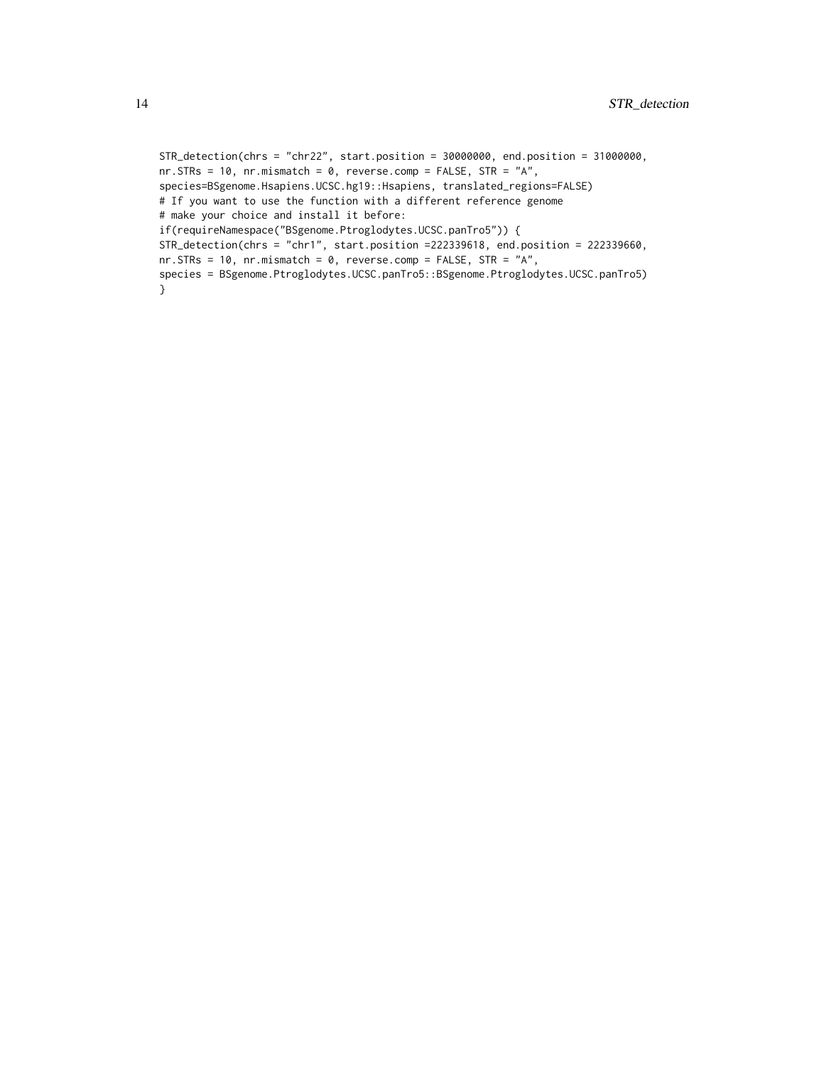```
STR_detection(chrs = "chr22", start.position = 30000000, end.position = 31000000,
nr.STRs = 10, nr.mismatch = 0, reverse.comp = FALSE, STR = "A",
species=BSgenome.Hsapiens.UCSC.hg19::Hsapiens, translated_regions=FALSE)
# If you want to use the function with a different reference genome
# make your choice and install it before:
if(requireNamespace("BSgenome.Ptroglodytes.UCSC.panTro5")) {
STR_detection(chrs = "chr1", start.position =222339618, end.position = 222339660,
nr.STRs = 10, nr.mismatch = 0, reverse.comp = FALSE, STR = "A",
species = BSgenome.Ptroglodytes.UCSC.panTro5::BSgenome.Ptroglodytes.UCSC.panTro5)
}
```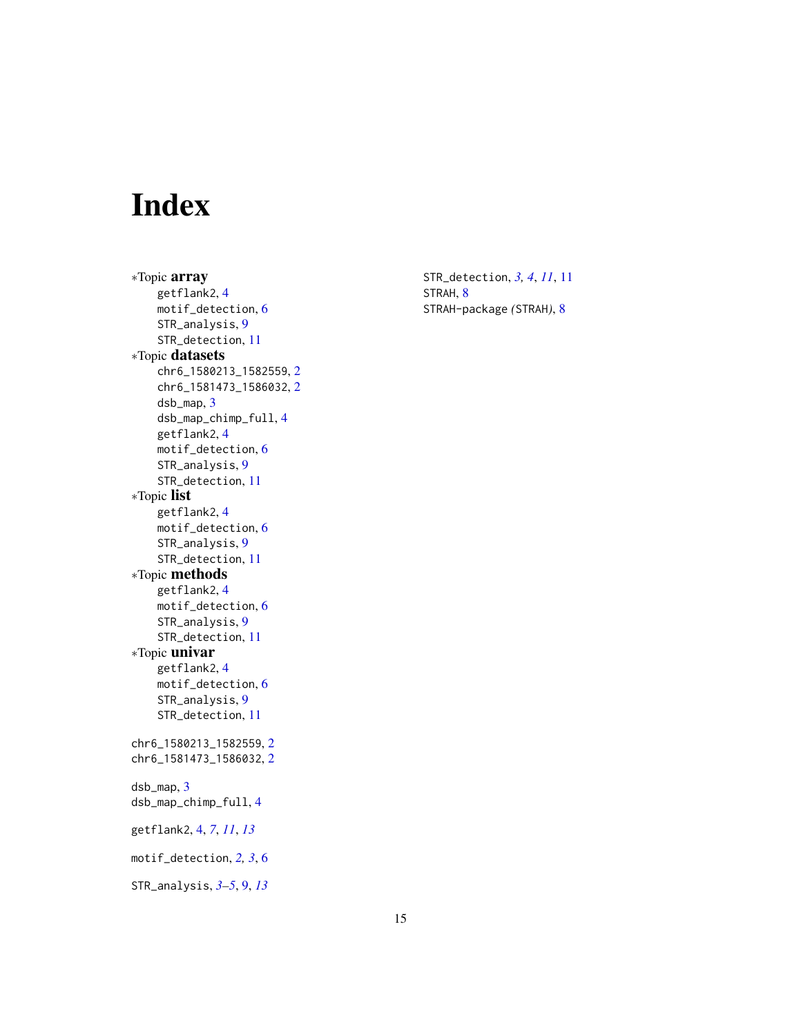# Index

*Topic **array**
- getflank2, 4
- motif_detection, 6
- STR_analysis, 9
- STR_detection, 11

*Topic **datasets**
- chr6_1580213_1582559, 2
- chr6_1581473_1586032, 2
- dsb_map, 3
- dsb_map_chimp_full, 4
- getflank2, 4
- motif_detection, 6
- STR_analysis, 9
- STR_detection, 11

*Topic **list**
- getflank2, 4
- motif_detection, 6
- STR_analysis, 9
- STR_detection, 11

*Topic **methods**
- getflank2, 4
- motif_detection, 6
- STR_analysis, 9
- STR_detection, 11

*Topic **univar**
- getflank2, 4
- motif_detection, 6
- STR_analysis, 9
- STR_detection, 11

chr6_1580213_1582559, 2
chr6_1581473_1586032, 2

dsb_map, 3
dsb_map_chimp_full, 4

getflank2, 4, *7*, *11*, *13*

motif_detection, *2, 3*, 6

STR_analysis, *3–5*, 9, *13*
STR_detection, *3, 4*, *11*, 11
STRAH, 8
STRAH-package *(*STRAH*)*, 8